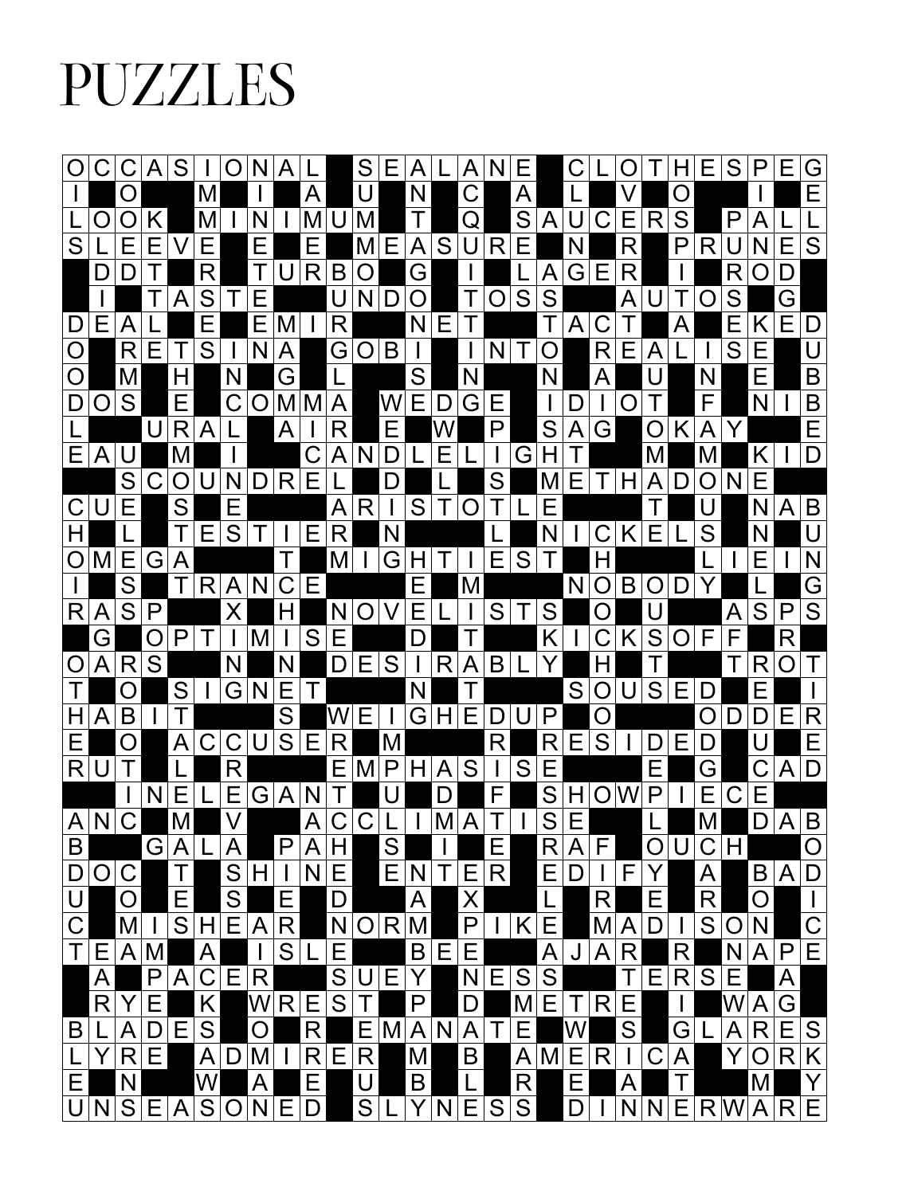# PUZZLES

| O | C | C | A | S | I | O | N | A | L |   | S | E | A | L | A | N | E |   | C | L | O | T | H | E | S | P | E | G |
|---|---|---|---|---|---|---|---|---|---|---|---|---|---|---|---|---|---|---|---|---|---|---|---|---|---|---|---|---|
| O |   | O |   |   | M |   | I |   | A |   | U |   | N |   | C |   | A |   | L |   | V |   | O |   |   | I |   | E |
| L | O | O | K |   | M | I | N | I | M | U | M |   | T |   | Q |   | S | A | U | C | E | R | S |   | P | A | L | L |
| S | L | E | E | V | E |   | E |   | E |   | M | E | A | S | U | R | E |   | N |   | R |   | P | R | U | N | E | S |
|   | D | D | T |   | R |   | T | U | R | B | O |   | G |   | I |   | L | A | G | E | R |   | I |   | R | O | D |   |
|   | I |   | T | A | S | T | E |   |   | U | N | D | O |   | T | O | S | S |   |   | A | U | T | O | S |   | G |   |
| D | E | A | L |   | E |   | E | M | I | R |   |   | N | E | T |   |   | T | A | C | T |   | A |   | E | K | E | D |
| O |   | R | E | T | S | I | N | A |   | G | O | B | I |   | I | N | T | O |   | R | E | A | L | I | S | E |   | U |
| O |   | M |   | H |   | N |   | G |   | L |   |   | S |   | N |   |   | N |   | A |   | U |   | N |   | E |   | B |
| D | O | S |   | E |   | C | O | M | M | A |   | W | E | D | G | E |   | I | D | I | O | T |   | F |   | N | I | B |
| L |   |   | U | R | A | L |   | A | I | R |   | E |   | W |   | P |   | S | A | G |   | O | K | A | Y |   |   | E |
| E | A | U |   | M |   | I |   |   | C | A | N | D | L | E | L | I | G | H | T |   |   | M |   | M |   | K | I | D |
|   |   | S | C | O | U | N | D | R | E | L |   | D |   | L |   | S |   | M | E | T | H | A | D | O | N | E |   |   |
| C | U | E |   | S |   | E |   |   |   | A | R | I | S | T | O | T | L | E |   |   |   | T |   | U |   | N | A | B |
| H |   | L |   | T | E | S | T | I | E | R |   | N |   |   |   | L |   | N | I | C | K | E | L | S |   | N |   | U |
| O | M | E | G | A |   |   |   | T |   | M | I | G | H | T | I | E | S | T |   | H |   |   |   | L | I | E | I | N |
| I |   | S |   | T | R | A | N | C | E |   |   |   | E |   | M |   |   |   | N | O | B | O | D | Y |   | L |   | G |
| R | A | S | P |   |   | X |   | H |   | N | O | V | E | L | I | S | T | S |   | O |   | U |   |   | A | S | P | S |
|   | G |   | O | P | T | I | M | I | S | E |   |   | D |   | T |   |   | K | I | C | K | S | O | F | F |   | R |   |
| O | A | R | S |   |   | N |   | N |   | D | E | S | I | R | A | B | L | Y |   | H |   | T |   |   | T | R | O | T |
| T |   | O |   | S | I | G | N | E | T |   |   |   | N |   | T |   |   |   | S | O | U | S | E | D |   | E |   | I |
| H | A | B | I | T |   |   |   | S |   | W | E | I | G | H | E | D | U | P |   | O |   |   |   | O | D | D | E | R |
| E |   | O |   | A | C | C | U | S | E | R |   | M |   |   |   | R |   | R | E | S | I | D | E | D |   | U |   | E |
| R | U | T |   | L |   | R |   |   |   | E | M | P | H | A | S | I | S | E |   |   |   | E |   | G |   | C | A | D |
|   |   | I | N | E | L | E | G | A | N | T |   | U |   | D |   | F |   | S | H | O | W | P | I | E | C | E |   |   |
| A | N | C |   | M |   | V |   |   | A | C | C | L | I | M | A | T | I | S | E |   |   | L |   | M |   | D | A | B |
| B |   |   | G | A | L | A |   | P | A | H |   | S |   | I |   | E |   | R | A | F |   | O | U | C | H |   |   | O |
| D | O | C |   | T |   | S | H | I | N | E |   | E | N | T | E | R |   | E | D | I | F | Y |   | A |   | B | A | D |
| U |   | O |   | E |   | S |   | E |   | D |   |   | A |   | X |   |   | L |   | R |   | E |   | R |   | O |   | I |
| C |   | M | I | S | H | E | A | R |   | N | O | R | M |   | P | I | K | E |   | M | A | D | I | S | O | N |   | C |
| T | E | A | M |   | A |   | I | S | L | E |   |   | B | E | E |   |   | A | J | A | R |   | R |   | N | A | P | E |
|   | A |   | P | A | C | E | R |   |   | S | U | E | Y |   | N | E | S | S |   |   | T | E | R | S | E |   | A |   |
|   | R | Y | E |   | K |   | W | R | E | S | T |   | P |   | D |   | M | E | T | R | E |   | S |   | W | A | G |   |
| B | L | A | D | E | S |   | O |   | R |   | E | M | A | N | A | T | E |   | W |   | S |   | G | L | A | R | E | S |
| L | Y | R | E |   | A | D | M | I | R | E | R |   | M |   | B |   | A | M | E | R | I | C | A |   | Y | O | R | K |
| E |   | N |   |   | W |   | A |   | E |   | U |   | B |   | L |   | R |   | E |   | A |   | T |   |   | M |   | Y |
| U | N | S | E | A | S | O | N | E | D |   | S | L | Y | N | E | S | S |   | D | I | N | N | E | R | W | A | R | E |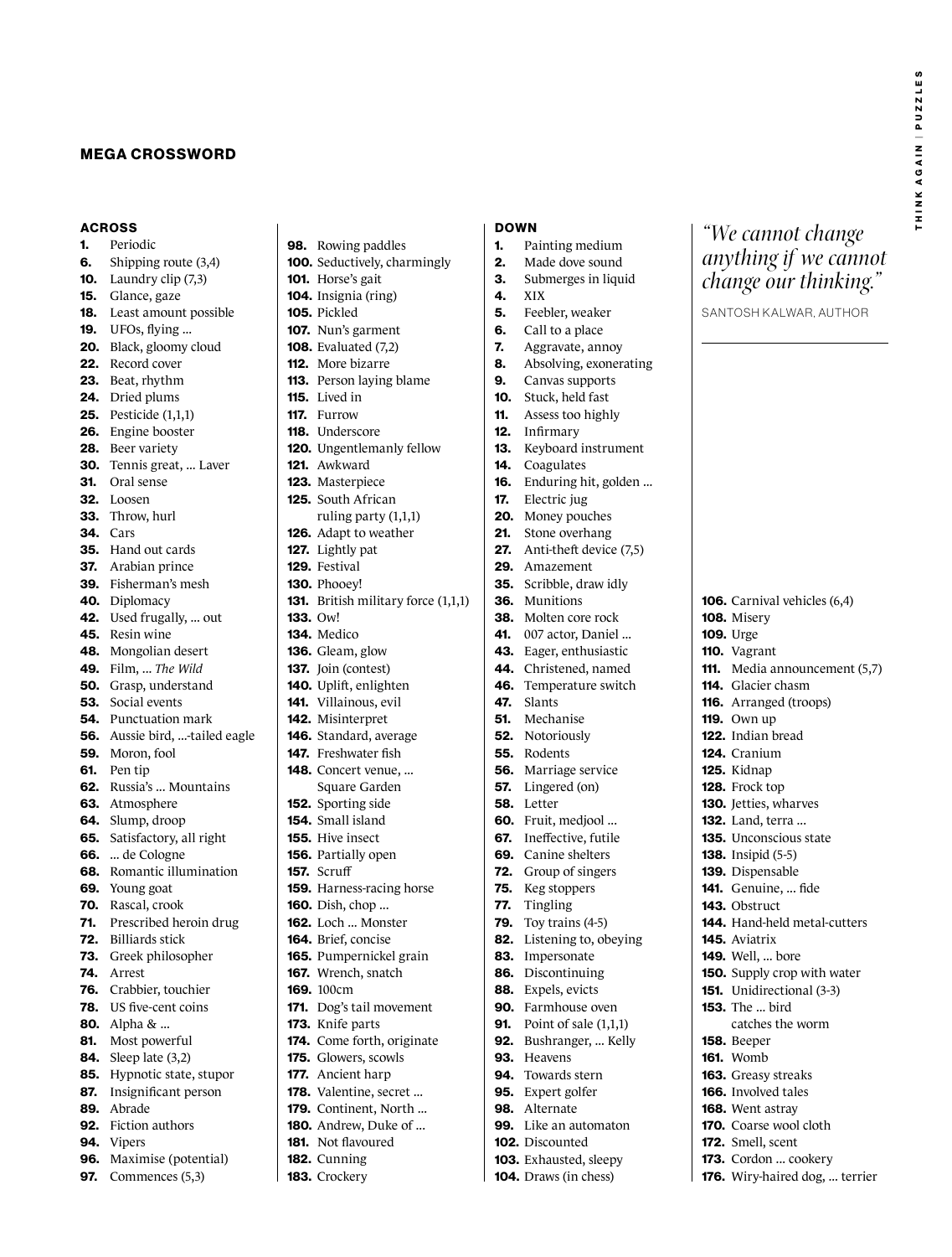## MEGA CROSSWORD

### ACROSS

**1.** Periodic
**6.** Shipping route (3,4)
**10.** Laundry clip (7,3)
**15.** Glance, gaze
**18.** Least amount possible
**19.** UFOs, flying ...
**20.** Black, gloomy cloud
**22.** Record cover
**23.** Beat, rhythm
**24.** Dried plums
**25.** Pesticide (1,1,1)
**26.** Engine booster
**28.** Beer variety
**30.** Tennis great, ... Laver
**31.** Oral sense
**32.** Loosen
**33.** Throw, hurl
**34.** Cars
**35.** Hand out cards
**37.** Arabian prince
**39.** Fisherman's mesh
**40.** Diplomacy
**42.** Used frugally, ... out
**45.** Resin wine
**48.** Mongolian desert
**49.** Film, ... *The Wild*
**50.** Grasp, understand
**53.** Social events
**54.** Punctuation mark
**56.** Aussie bird, ...-tailed eagle
**59.** Moron, fool
**61.** Pen tip
**62.** Russia's ... Mountains
**63.** Atmosphere
**64.** Slump, droop
**65.** Satisfactory, all right
**66.** ... de Cologne
**68.** Romantic illumination
**69.** Young goat
**70.** Rascal, crook
**71.** Prescribed heroin drug
**72.** Billiards stick
**73.** Greek philosopher
**74.** Arrest
**76.** Crabbier, touchier
**78.** US five-cent coins
**80.** Alpha & ...
**81.** Most powerful
**84.** Sleep late (3,2)
**85.** Hypnotic state, stupor
**87.** Insignificant person
**89.** Abrade
**92.** Fiction authors
**94.** Vipers
**96.** Maximise (potential)
**97.** Commences (5,3)
**98.** Rowing paddles
**100.** Seductively, charmingly
**101.** Horse's gait
**104.** Insignia (ring)
**105.** Pickled
**107.** Nun's garment
**108.** Evaluated (7,2)
**112.** More bizarre
**113.** Person laying blame
**115.** Lived in
**117.** Furrow
**118.** Underscore
**120.** Ungentlemanly fellow
**121.** Awkward
**123.** Masterpiece
**125.** South African ruling party (1,1,1)
**126.** Adapt to weather
**127.** Lightly pat
**129.** Festival
**130.** Phooey!
**131.** British military force (1,1,1)
**133.** Ow!
**134.** Medico
**136.** Gleam, glow
**137.** Join (contest)
**140.** Uplift, enlighten
**141.** Villainous, evil
**142.** Misinterpret
**146.** Standard, average
**147.** Freshwater fish
**148.** Concert venue, ... Square Garden
**152.** Sporting side
**154.** Small island
**155.** Hive insect
**156.** Partially open
**157.** Scruff
**159.** Harness-racing horse
**160.** Dish, chop ...
**162.** Loch ... Monster
**164.** Brief, concise
**165.** Pumpernickel grain
**167.** Wrench, snatch
**169.** 100cm
**171.** Dog's tail movement
**173.** Knife parts
**174.** Come forth, originate
**175.** Glowers, scowls
**177.** Ancient harp
**178.** Valentine, secret ...
**179.** Continent, North ...
**180.** Andrew, Duke of ...
**181.** Not flavoured
**182.** Cunning
**183.** Crockery

### DOWN

**1.** Painting medium
**2.** Made dove sound
**3.** Submerges in liquid
**4.** XIX
**5.** Feebler, weaker
**6.** Call to a place
**7.** Aggravate, annoy
**8.** Absolving, exonerating
**9.** Canvas supports
**10.** Stuck, held fast
**11.** Assess too highly
**12.** Infirmary
**13.** Keyboard instrument
**14.** Coagulates
**16.** Enduring hit, golden ...
**17.** Electric jug
**20.** Money pouches
**21.** Stone overhang
**27.** Anti-theft device (7,5)
**29.** Amazement
**35.** Scribble, draw idly
**36.** Munitions
**38.** Molten core rock
**41.** 007 actor, Daniel ...
**43.** Eager, enthusiastic
**44.** Christened, named
**46.** Temperature switch
**47.** Slants
**51.** Mechanise
**52.** Notoriously
**55.** Rodents
**56.** Marriage service
**57.** Lingered (on)
**58.** Letter
**60.** Fruit, medjool ...
**67.** Ineffective, futile
**69.** Canine shelters
**72.** Group of singers
**75.** Keg stoppers
**77.** Tingling
**79.** Toy trains (4-5)
**82.** Listening to, obeying
**83.** Impersonate
**86.** Discontinuing
**88.** Expels, evicts
**90.** Farmhouse oven
**91.** Point of sale (1,1,1)
**92.** Bushranger, ... Kelly
**93.** Heavens
**94.** Towards stern
**95.** Expert golfer
**98.** Alternate
**99.** Like an automaton
**102.** Discounted
**103.** Exhausted, sleepy
**104.** Draws (in chess)
**106.** Carnival vehicles (6,4)
**108.** Misery
**109.** Urge
**110.** Vagrant
**111.** Media announcement (5,7)
**114.** Glacier chasm
**116.** Arranged (troops)
**119.** Own up
**122.** Indian bread
**124.** Cranium
**125.** Kidnap
**128.** Frock top
**130.** Jetties, wharves
**132.** Land, terra ...
**135.** Unconscious state
**138.** Insipid (5-5)
**139.** Dispensable
**141.** Genuine, ... fide
**143.** Obstruct
**144.** Hand-held metal-cutters
**145.** Aviatrix
**149.** Well, ... bore
**150.** Supply crop with water
**151.** Unidirectional (3-3)
**153.** The ... bird catches the worm
**158.** Beeper
**161.** Womb
**163.** Greasy streaks
**166.** Involved tales
**168.** Went astray
**170.** Coarse wool cloth
**172.** Smell, scent
**173.** Cordon ... cookery
**176.** Wiry-haired dog, ... terrier

*"We cannot change anything if we cannot change our thinking."*

SANTOSH KALWAR, AUTHOR